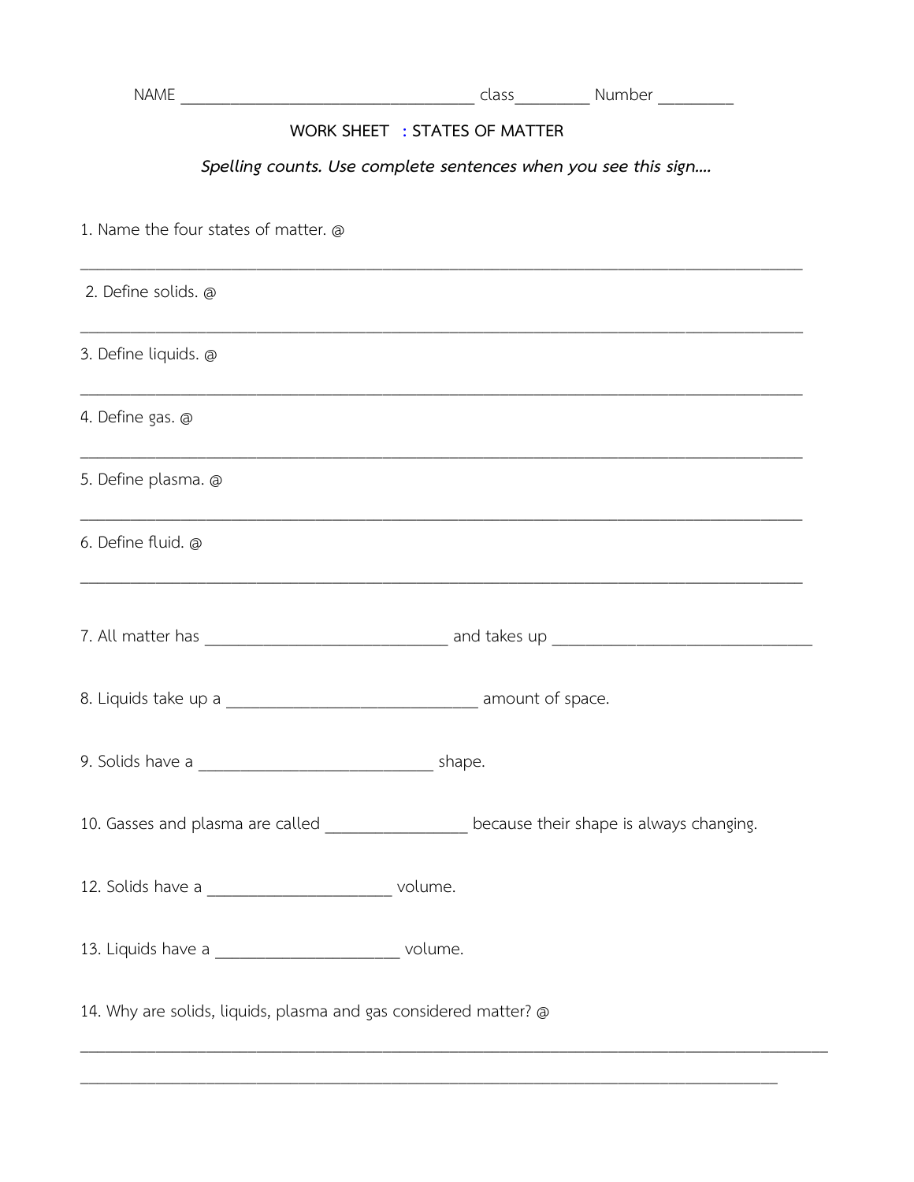NAME ____________________________________ class_________ Number _________

WORK SHEET : STATES OF MATTER

*Spelling counts. Use complete sentences when you see this sign....*

1. Name the four states of matter. @

______________________________________________________________________________

2. Define solids. @

______________________________________________________________________________

3. Define liquids. @

______________________________________________________________________________

4. Define gas. @

______________________________________________________________________________

5. Define plasma. @

______________________________________________________________________________

6. Define fluid. @

______________________________________________________________________________

7. All matter has ______________________________ and takes up ________________________________

8. Liquids take up a _______________________________ amount of space.

9. Solids have a _____________________________ shape.

10. Gasses and plasma are called _________________ because their shape is always changing.

12. Solids have a _______________________ volume.

13. Liquids have a _______________________ volume.

14. Why are solids, liquids, plasma and gas considered matter? @

______________________________________________________________________________

______________________________________________________________________________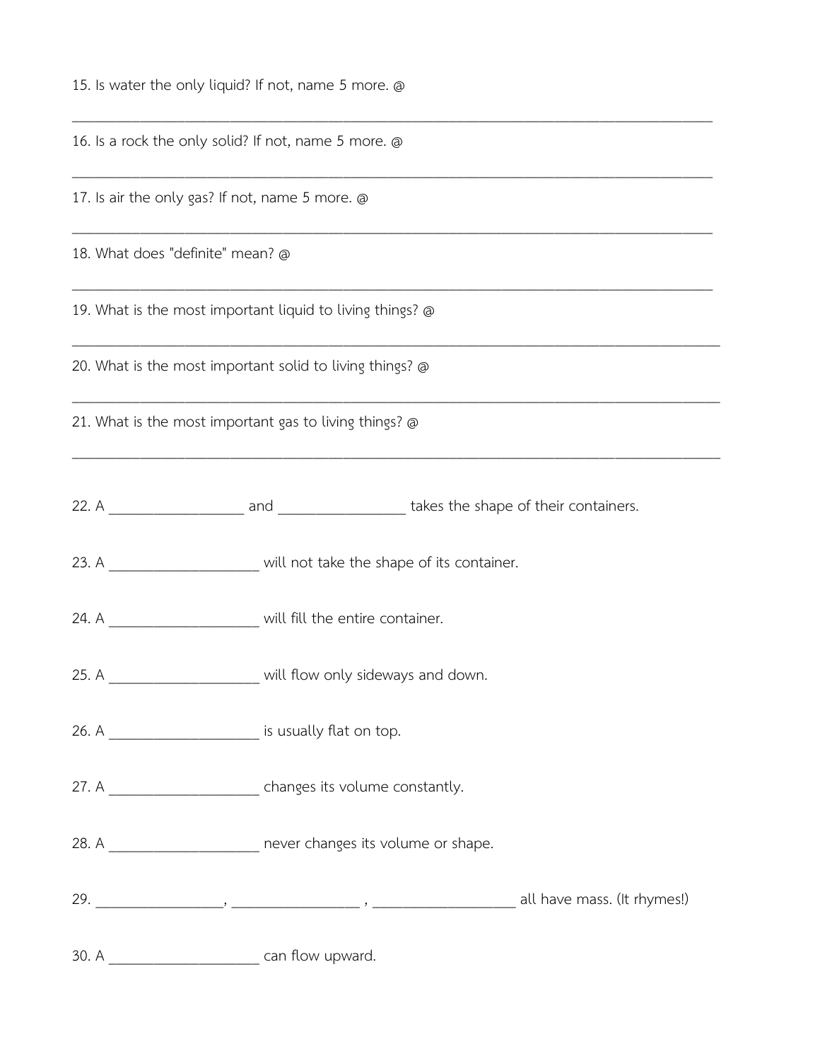15. Is water the only liquid? If not, name 5 more. @

________________________________________________________________________________

16. Is a rock the only solid? If not, name 5 more. @

________________________________________________________________________________

17. Is air the only gas? If not, name 5 more. @

________________________________________________________________________________

18. What does "definite" mean? @

________________________________________________________________________________

19. What is the most important liquid to living things? @

________________________________________________________________________________

20. What is the most important solid to living things? @

________________________________________________________________________________

21. What is the most important gas to living things? @

________________________________________________________________________________

22. A ________________ and ________________ takes the shape of their containers.

23. A __________________ will not take the shape of its container.

24. A __________________ will fill the entire container.

25. A __________________ will flow only sideways and down.

26. A __________________ is usually flat on top.

27. A __________________ changes its volume constantly.

28. A __________________ never changes its volume or shape.

29. ________________, ________________ , __________________ all have mass. (It rhymes!)

30. A __________________ can flow upward.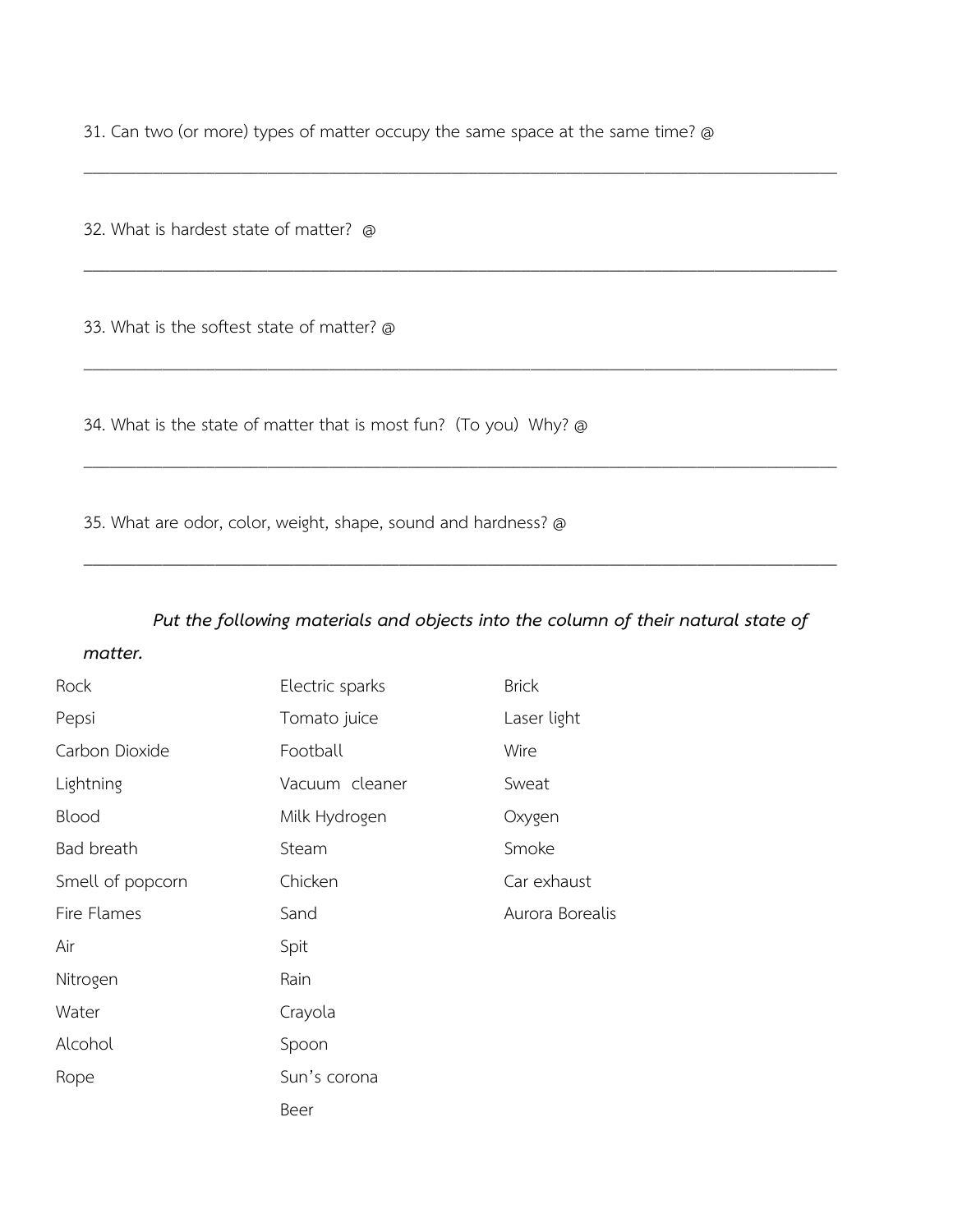31. Can two (or more) types of matter occupy the same space at the same time? @

______________________________________________________________________________

32. What is hardest state of matter? @

______________________________________________________________________________

33. What is the softest state of matter? @

______________________________________________________________________________

34. What is the state of matter that is most fun? (To you) Why? @

______________________________________________________________________________

35. What are odor, color, weight, shape, sound and hardness? @

______________________________________________________________________________

***Put the following materials and objects into the column of their natural state of matter.***

| | | |
|---|---|---|
| Rock | Electric sparks | Brick |
| Pepsi | Tomato juice | Laser light |
| Carbon Dioxide | Football | Wire |
| Lightning | Vacuum cleaner | Sweat |
| Blood | Milk Hydrogen | Oxygen |
| Bad breath | Steam | Smoke |
| Smell of popcorn | Chicken | Car exhaust |
| Fire Flames | Sand | Aurora Borealis |
| Air | Spit | |
| Nitrogen | Rain | |
| Water | Crayola | |
| Alcohol | Spoon | |
| Rope | Sun's corona | |
| | Beer | |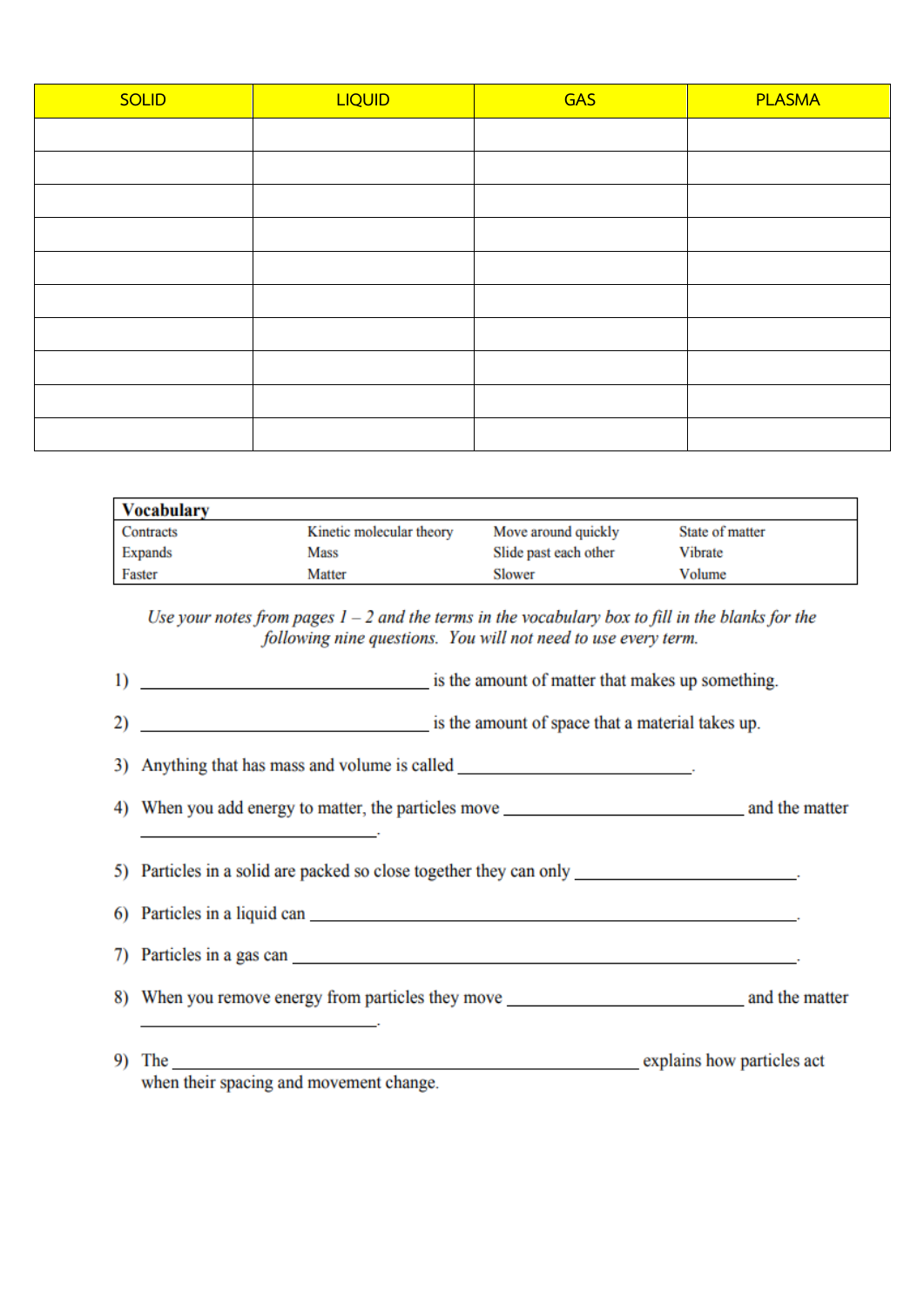| SOLID | LIQUID | GAS | PLASMA |
|---|---|---|---|
| | | | |
| | | | |
| | | | |
| | | | |
| | | | |
| | | | |
| | | | |
| | | | |
| | | | |
| | | | |

| **Vocabulary** | | | |
|---|---|---|---|
| Contracts | Kinetic molecular theory | Move around quickly | State of matter |
| Expands | Mass | Slide past each other | Vibrate |
| Faster | Matter | Slower | Volume |

*Use your notes from pages 1 – 2 and the terms in the vocabulary box to fill in the blanks for the following nine questions. You will not need to use every term.*

1) ________________________________ is the amount of matter that makes up something.

2) ________________________________ is the amount of space that a material takes up.

3) Anything that has mass and volume is called __________________________.

4) When you add energy to matter, the particles move __________________________ and the matter ________________________.

5) Particles in a solid are packed so close together they can only __________________________.

6) Particles in a liquid can ______________________________________________________.

7) Particles in a gas can ________________________________________________________.

8) When you remove energy from particles they move __________________________ and the matter ________________________.

9) The ____________________________________________________ explains how particles act when their spacing and movement change.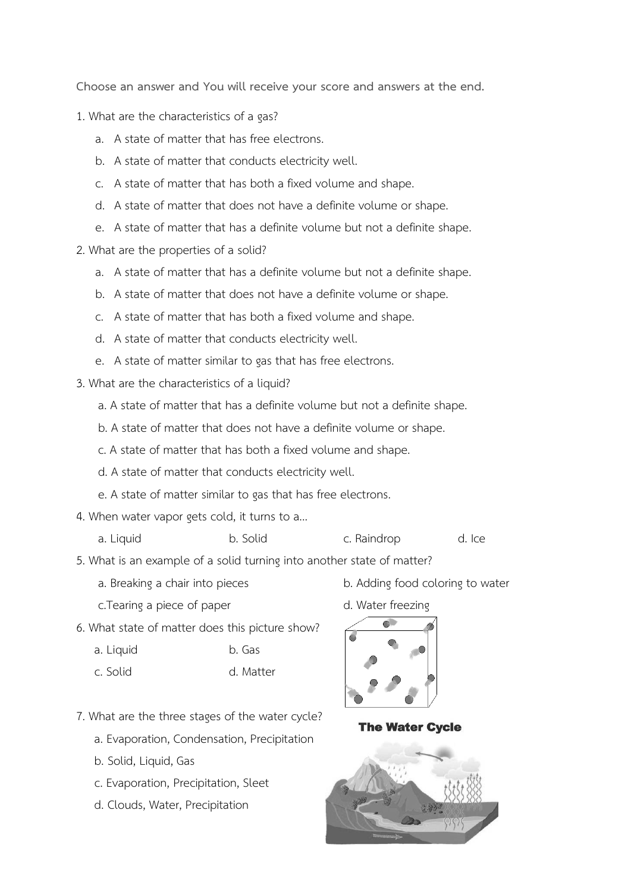Choose an answer and You will receive your score and answers at the end.

1. What are the characteristics of a gas?
   a. A state of matter that has free electrons.
   b. A state of matter that conducts electricity well.
   c. A state of matter that has both a fixed volume and shape.
   d. A state of matter that does not have a definite volume or shape.
   e. A state of matter that has a definite volume but not a definite shape.
2. What are the properties of a solid?
   a. A state of matter that has a definite volume but not a definite shape.
   b. A state of matter that does not have a definite volume or shape.
   c. A state of matter that has both a fixed volume and shape.
   d. A state of matter that conducts electricity well.
   e. A state of matter similar to gas that has free electrons.
3. What are the characteristics of a liquid?
   a. A state of matter that has a definite volume but not a definite shape.
   b. A state of matter that does not have a definite volume or shape.
   c. A state of matter that has both a fixed volume and shape.
   d. A state of matter that conducts electricity well.
   e. A state of matter similar to gas that has free electrons.
4. When water vapor gets cold, it turns to a...
   a. Liquid　　b. Solid　　c. Raindrop　　d. Ice
5. What is an example of a solid turning into another state of matter?
   a. Breaking a chair into pieces　　b. Adding food coloring to water
   c. Tearing a piece of paper　　d. Water freezing
6. What state of matter does this picture show?
   a. Liquid　　b. Gas
   c. Solid　　d. Matter
7. What are the three stages of the water cycle?
   a. Evaporation, Condensation, Precipitation
   b. Solid, Liquid, Gas
   c. Evaporation, Precipitation, Sleet
   d. Clouds, Water, Precipitation

The Water Cycle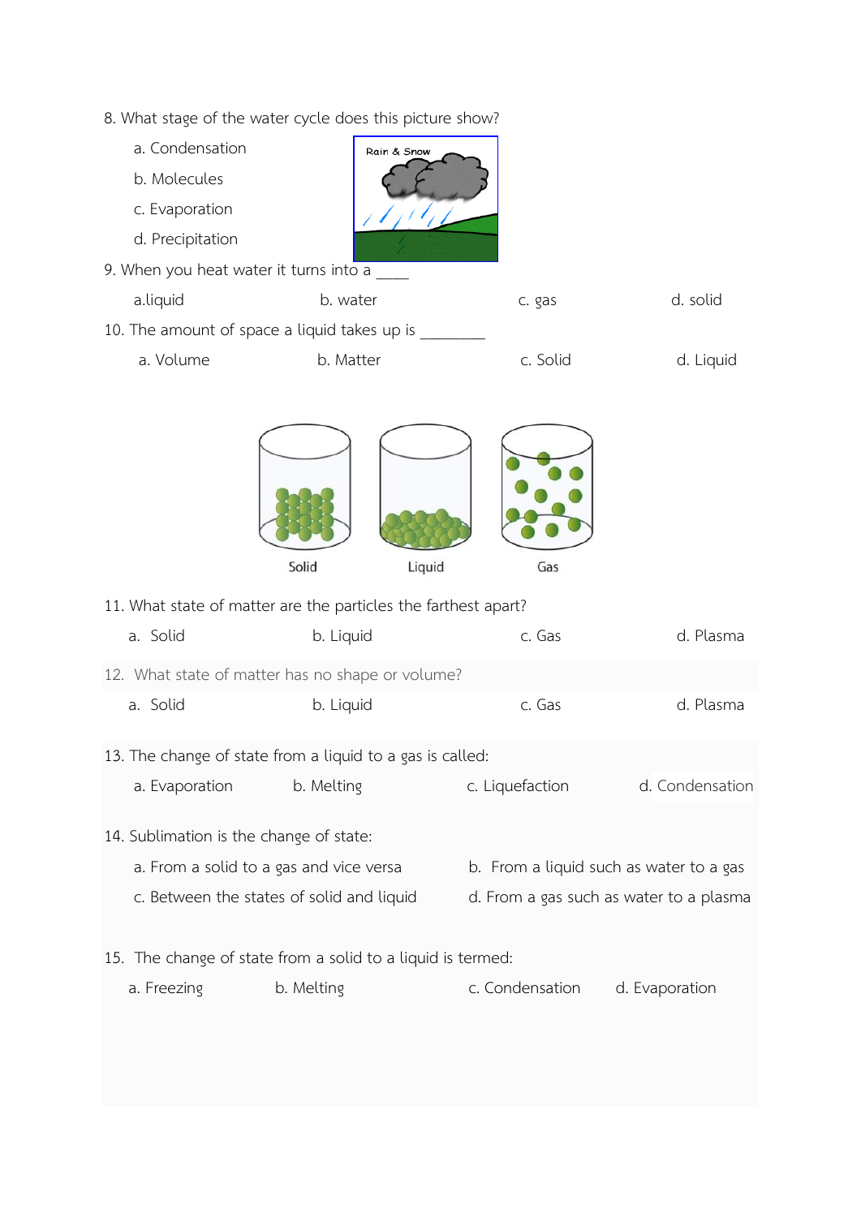8. What stage of the water cycle does this picture show?

a. Condensation

b. Molecules

c. Evaporation

d. Precipitation

Rain & Snow

9. When you heat water it turns into a _____

a.liquid    b. water    c. gas    d. solid

10. The amount of space a liquid takes up is ________

a. Volume    b. Matter    c. Solid    d. Liquid

Solid    Liquid    Gas

11. What state of matter are the particles the farthest apart?

a. Solid    b. Liquid    c. Gas    d. Plasma

12. What state of matter has no shape or volume?

a. Solid    b. Liquid    c. Gas    d. Plasma

13. The change of state from a liquid to a gas is called:

a. Evaporation    b. Melting    c. Liquefaction    d. Condensation

14. Sublimation is the change of state:

a. From a solid to a gas and vice versa

b. From a liquid such as water to a gas

c. Between the states of solid and liquid

d. From a gas such as water to a plasma

15. The change of state from a solid to a liquid is termed:

a. Freezing    b. Melting    c. Condensation    d. Evaporation